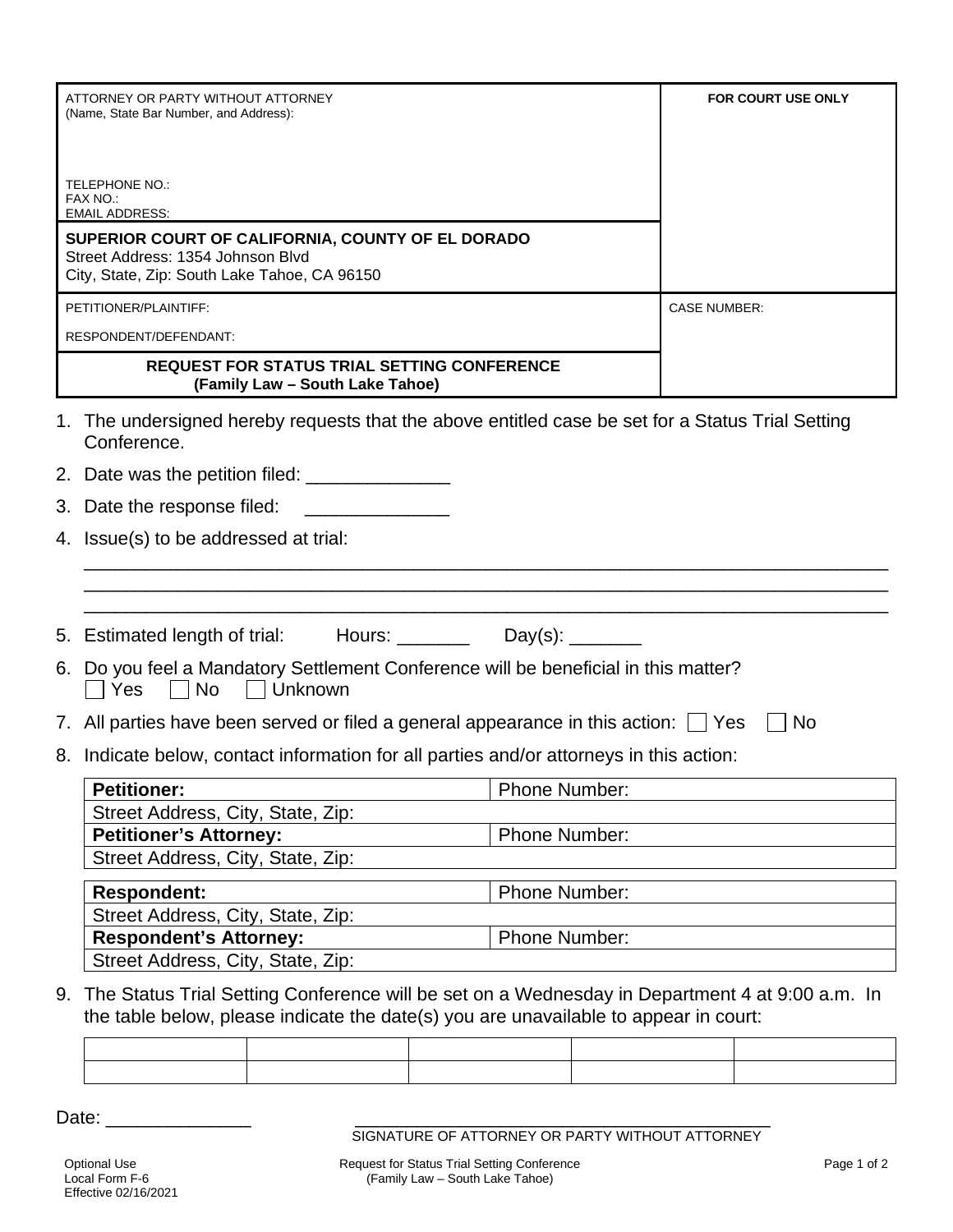| ATTORNEY OR PARTY WITHOUT ATTORNEY (Name, State Bar Number, and Address): <br><br>TELEPHONE NO.:<br>FAX NO.:<br>EMAIL ADDRESS: | **FOR COURT USE ONLY** |
|---|---|
| **SUPERIOR COURT OF CALIFORNIA, COUNTY OF EL DORADO**<br>Street Address: 1354 Johnson Blvd<br>City, State, Zip: South Lake Tahoe, CA 96150 | |
| PETITIONER/PLAINTIFF:<br><br>RESPONDENT/DEFENDANT: | CASE NUMBER: |
| **REQUEST FOR STATUS TRIAL SETTING CONFERENCE**<br>**(Family Law – South Lake Tahoe)** | |

1. The undersigned hereby requests that the above entitled case be set for a Status Trial Setting Conference.
2. Date was the petition filed: ______________
3. Date the response filed: ______________
4. Issue(s) to be addressed at trial:
   ________________________________________________________________________________
   ________________________________________________________________________________
   ________________________________________________________________________________
5. Estimated length of trial: Hours: _______ Day(s): _______
6. Do you feel a Mandatory Settlement Conference will be beneficial in this matter?
   ☐ Yes ☐ No ☐ Unknown
7. All parties have been served or filed a general appearance in this action: ☐ Yes ☐ No
8. Indicate below, contact information for all parties and/or attorneys in this action:

| **Petitioner:** | Phone Number: |
|---|---|
| Street Address, City, State, Zip: | |
| **Petitioner's Attorney:** | Phone Number: |
| Street Address, City, State, Zip: | |

| **Respondent:** | Phone Number: |
|---|---|
| Street Address, City, State, Zip: | |
| **Respondent's Attorney:** | Phone Number: |
| Street Address, City, State, Zip: | |

9. The Status Trial Setting Conference will be set on a Wednesday in Department 4 at 9:00 a.m. In the table below, please indicate the date(s) you are unavailable to appear in court:

| | | | | |
|---|---|---|---|---|
| | | | | |
| | | | | |

Date: ______________

_____________________________________________
SIGNATURE OF ATTORNEY OR PARTY WITHOUT ATTORNEY

Optional Use
Local Form F-6
Effective 02/16/2021

Request for Status Trial Setting Conference
(Family Law – South Lake Tahoe)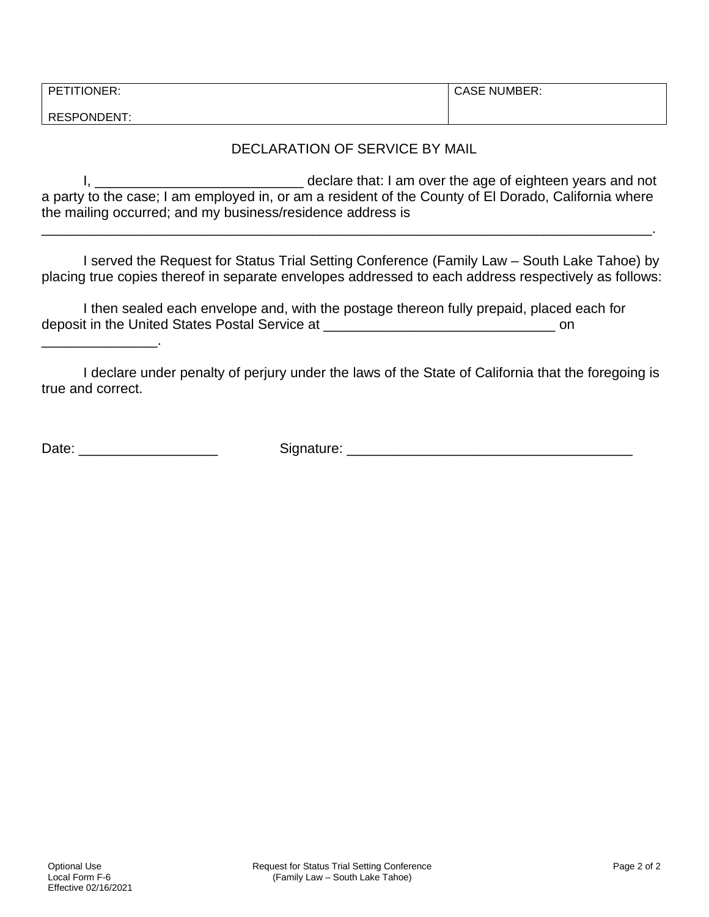| PETITIONER: <br> RESPONDENT: | CASE NUMBER: |
|---|---|

## DECLARATION OF SERVICE BY MAIL

I, ___________________________ declare that: I am over the age of eighteen years and not a party to the case; I am employed in, or am a resident of the County of El Dorado, California where the mailing occurred; and my business/residence address is _________________________________________________________________________________.

I served the Request for Status Trial Setting Conference (Family Law – South Lake Tahoe) by placing true copies thereof in separate envelopes addressed to each address respectively as follows:

I then sealed each envelope and, with the postage thereon fully prepaid, placed each for deposit in the United States Postal Service at _______________________________ on _______________.

I declare under penalty of perjury under the laws of the State of California that the foregoing is true and correct.

Date: __________________ Signature: ______________________________________

Optional Use
Local Form F-6
Effective 02/16/2021

Request for Status Trial Setting Conference
(Family Law – South Lake Tahoe)